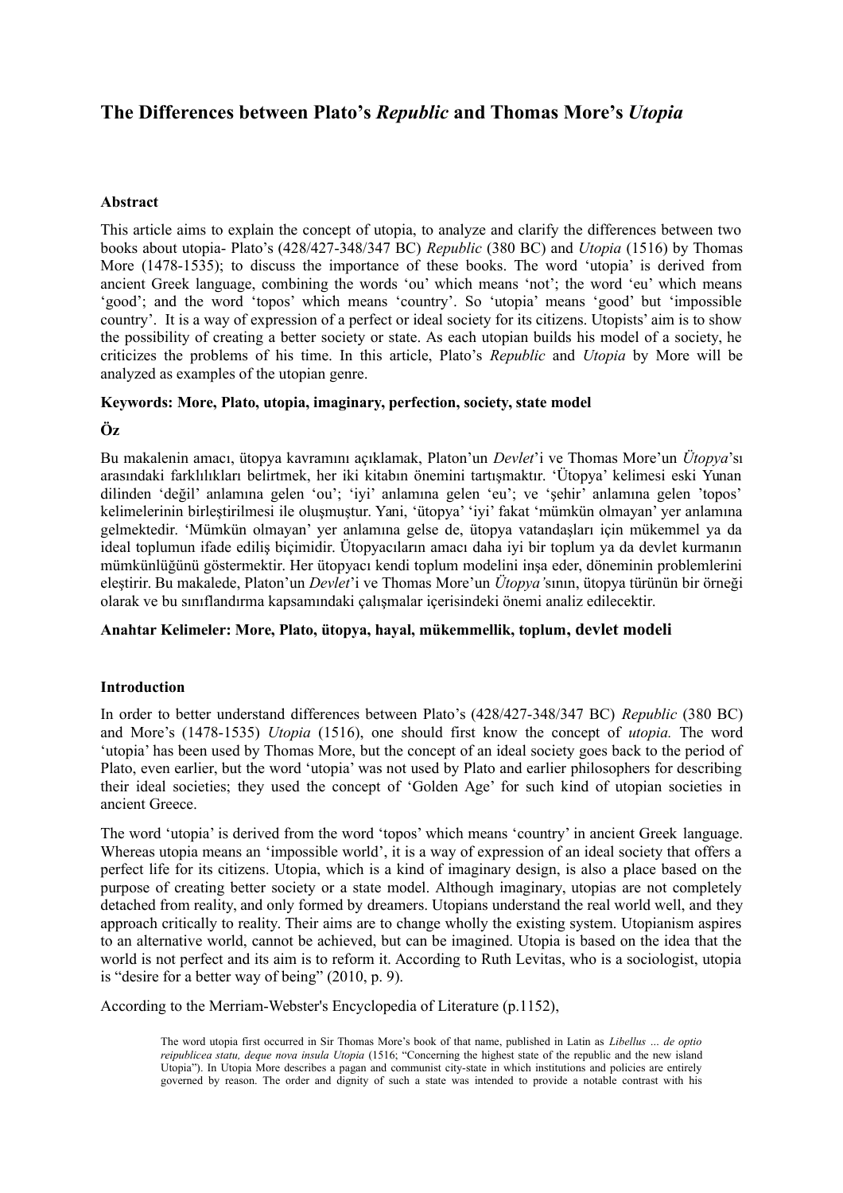# The Differences between Plato's *Republic* and Thomas More's *Utopia*

**Abstract**

This article aims to explain the concept of utopia, to analyze and clarify the differences between two books about utopia- Plato's (428/427-348/347 BC) *Republic* (380 BC) and *Utopia* (1516) by Thomas More (1478-1535); to discuss the importance of these books. The word 'utopia' is derived from ancient Greek language, combining the words 'ou' which means 'not'; the word 'eu' which means 'good'; and the word 'topos' which means 'country'. So 'utopia' means 'good' but 'impossible country'. It is a way of expression of a perfect or ideal society for its citizens. Utopists' aim is to show the possibility of creating a better society or state. As each utopian builds his model of a society, he criticizes the problems of his time. In this article, Plato's *Republic* and *Utopia* by More will be analyzed as examples of the utopian genre.

**Keywords: More, Plato, utopia, imaginary, perfection, society, state model**

**Öz**

Bu makalenin amacı, ütopya kavramını açıklamak, Platon'un *Devlet*'i ve Thomas More'un *Ütopya*'sı arasındaki farklılıkları belirtmek, her iki kitabın önemini tartışmaktır. 'Ütopya' kelimesi eski Yunan dilinden 'değil' anlamına gelen 'ou'; 'iyi' anlamına gelen 'eu'; ve 'şehir' anlamına gelen 'topos' kelimelerinin birleştirilmesi ile oluşmuştur. Yani, 'ütopya' 'iyi' fakat 'mümkün olmayan' yer anlamına gelmektedir. 'Mümkün olmayan' yer anlamına gelse de, ütopya vatandaşları için mükemmel ya da ideal toplumun ifade ediliş biçimidir. Ütopyacıların amacı daha iyi bir toplum ya da devlet kurmanın mümkünlüğünü göstermektir. Her ütopyacı kendi toplum modelini inşa eder, döneminin problemlerini eleştirir. Bu makalede, Platon'un *Devlet*'i ve Thomas More'un *Ütopya'*sının, ütopya türünün bir örneği olarak ve bu sınıflandırma kapsamındaki çalışmalar içerisindeki önemi analiz edilecektir.

**Anahtar Kelimeler: More, Plato, ütopya, hayal, mükemmellik, toplum, devlet modeli**

**Introduction**

In order to better understand differences between Plato's (428/427-348/347 BC) *Republic* (380 BC) and More's (1478-1535) *Utopia* (1516), one should first know the concept of *utopia.* The word 'utopia' has been used by Thomas More, but the concept of an ideal society goes back to the period of Plato, even earlier, but the word 'utopia' was not used by Plato and earlier philosophers for describing their ideal societies; they used the concept of 'Golden Age' for such kind of utopian societies in ancient Greece.

The word 'utopia' is derived from the word 'topos' which means 'country' in ancient Greek language. Whereas utopia means an 'impossible world', it is a way of expression of an ideal society that offers a perfect life for its citizens. Utopia, which is a kind of imaginary design, is also a place based on the purpose of creating better society or a state model. Although imaginary, utopias are not completely detached from reality, and only formed by dreamers. Utopians understand the real world well, and they approach critically to reality. Their aims are to change wholly the existing system. Utopianism aspires to an alternative world, cannot be achieved, but can be imagined. Utopia is based on the idea that the world is not perfect and its aim is to reform it. According to Ruth Levitas, who is a sociologist, utopia is "desire for a better way of being" (2010, p. 9).

According to the Merriam-Webster's Encyclopedia of Literature (p.1152),

> The word utopia first occurred in Sir Thomas More's book of that name, published in Latin as *Libellus ... de optio reipublicea statu, deque nova insula Utopia* (1516; "Concerning the highest state of the republic and the new island Utopia"). In Utopia More describes a pagan and communist city-state in which institutions and policies are entirely governed by reason. The order and dignity of such a state was intended to provide a notable contrast with his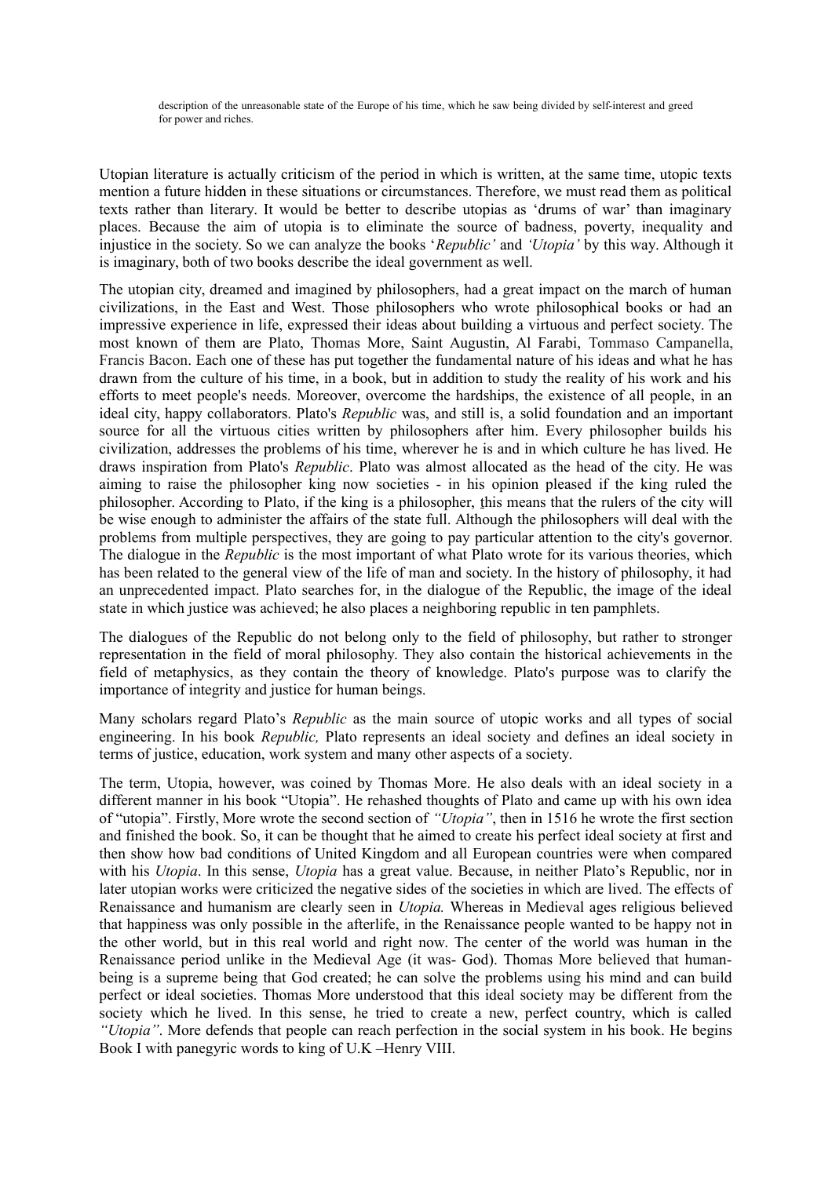description of the unreasonable state of the Europe of his time, which he saw being divided by self-interest and greed for power and riches.

Utopian literature is actually criticism of the period in which is written, at the same time, utopic texts mention a future hidden in these situations or circumstances. Therefore, we must read them as political texts rather than literary. It would be better to describe utopias as 'drums of war' than imaginary places. Because the aim of utopia is to eliminate the source of badness, poverty, inequality and injustice in the society. So we can analyze the books '*Republic'* and *'Utopia'* by this way. Although it is imaginary, both of two books describe the ideal government as well.

The utopian city, dreamed and imagined by philosophers, had a great impact on the march of human civilizations, in the East and West. Those philosophers who wrote philosophical books or had an impressive experience in life, expressed their ideas about building a virtuous and perfect society. The most known of them are Plato, Thomas More, Saint Augustin, Al Farabi, Tommaso Campanella, Francis Bacon. Each one of these has put together the fundamental nature of his ideas and what he has drawn from the culture of his time, in a book, but in addition to study the reality of his work and his efforts to meet people's needs. Moreover, overcome the hardships, the existence of all people, in an ideal city, happy collaborators. Plato's *Republic* was, and still is, a solid foundation and an important source for all the virtuous cities written by philosophers after him. Every philosopher builds his civilization, addresses the problems of his time, wherever he is and in which culture he has lived. He draws inspiration from Plato's *Republic*. Plato was almost allocated as the head of the city. He was aiming to raise the philosopher king now societies - in his opinion pleased if the king ruled the philosopher. According to Plato, if the king is a philosopher, this means that the rulers of the city will be wise enough to administer the affairs of the state full. Although the philosophers will deal with the problems from multiple perspectives, they are going to pay particular attention to the city's governor. The dialogue in the *Republic* is the most important of what Plato wrote for its various theories, which has been related to the general view of the life of man and society. In the history of philosophy, it had an unprecedented impact. Plato searches for, in the dialogue of the Republic, the image of the ideal state in which justice was achieved; he also places a neighboring republic in ten pamphlets.

The dialogues of the Republic do not belong only to the field of philosophy, but rather to stronger representation in the field of moral philosophy. They also contain the historical achievements in the field of metaphysics, as they contain the theory of knowledge. Plato's purpose was to clarify the importance of integrity and justice for human beings.

Many scholars regard Plato's *Republic* as the main source of utopic works and all types of social engineering. In his book *Republic,* Plato represents an ideal society and defines an ideal society in terms of justice, education, work system and many other aspects of a society.

The term, Utopia, however, was coined by Thomas More. He also deals with an ideal society in a different manner in his book "Utopia". He rehashed thoughts of Plato and came up with his own idea of "utopia". Firstly, More wrote the second section of *"Utopia"*, then in 1516 he wrote the first section and finished the book. So, it can be thought that he aimed to create his perfect ideal society at first and then show how bad conditions of United Kingdom and all European countries were when compared with his *Utopia*. In this sense, *Utopia* has a great value. Because, in neither Plato's Republic, nor in later utopian works were criticized the negative sides of the societies in which are lived. The effects of Renaissance and humanism are clearly seen in *Utopia.* Whereas in Medieval ages religious believed that happiness was only possible in the afterlife, in the Renaissance people wanted to be happy not in the other world, but in this real world and right now. The center of the world was human in the Renaissance period unlike in the Medieval Age (it was- God). Thomas More believed that human-being is a supreme being that God created; he can solve the problems using his mind and can build perfect or ideal societies. Thomas More understood that this ideal society may be different from the society which he lived. In this sense, he tried to create a new, perfect country, which is called *"Utopia"*. More defends that people can reach perfection in the social system in his book. He begins Book I with panegyric words to king of U.K –Henry VIII.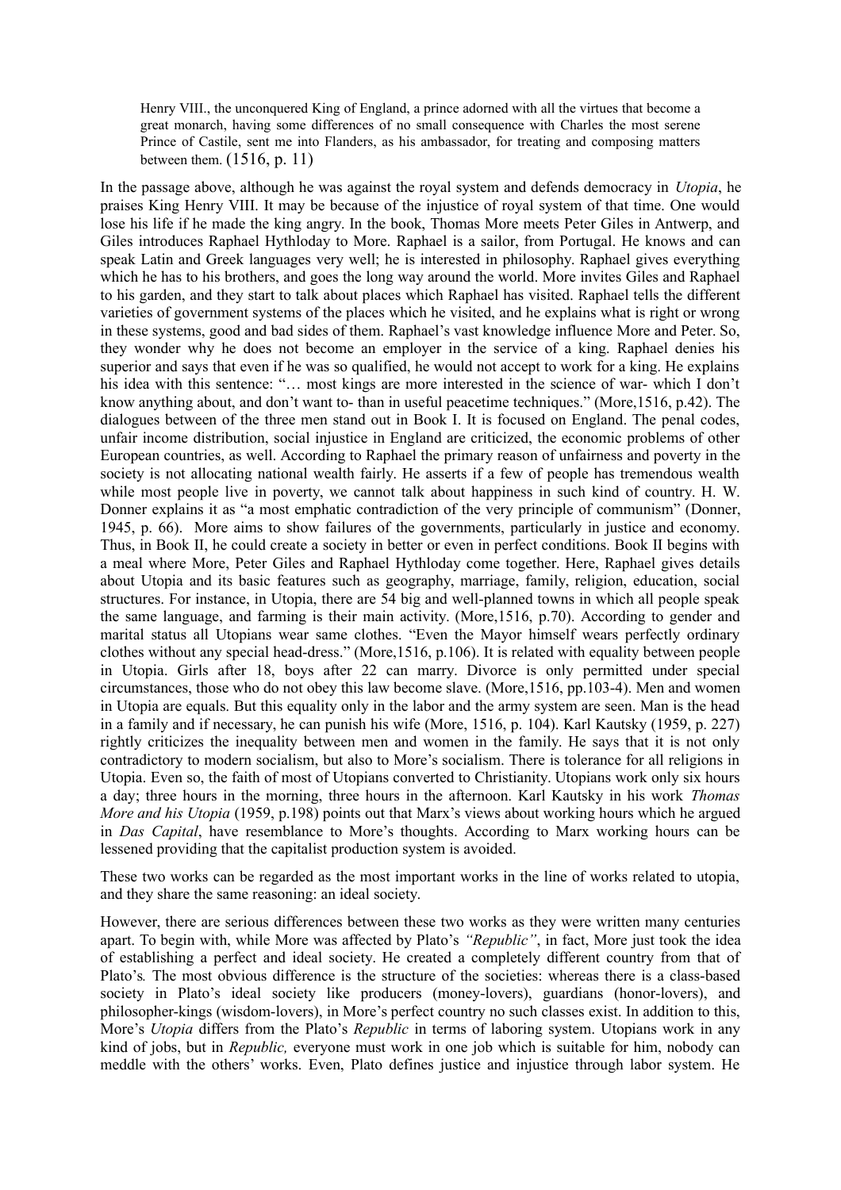> Henry VIII., the unconquered King of England, a prince adorned with all the virtues that become a great monarch, having some differences of no small consequence with Charles the most serene Prince of Castile, sent me into Flanders, as his ambassador, for treating and composing matters between them. (1516, p. 11)

In the passage above, although he was against the royal system and defends democracy in *Utopia*, he praises King Henry VIII. It may be because of the injustice of royal system of that time. One would lose his life if he made the king angry. In the book, Thomas More meets Peter Giles in Antwerp, and Giles introduces Raphael Hythloday to More. Raphael is a sailor, from Portugal. He knows and can speak Latin and Greek languages very well; he is interested in philosophy. Raphael gives everything which he has to his brothers, and goes the long way around the world. More invites Giles and Raphael to his garden, and they start to talk about places which Raphael has visited. Raphael tells the different varieties of government systems of the places which he visited, and he explains what is right or wrong in these systems, good and bad sides of them. Raphael's vast knowledge influence More and Peter. So, they wonder why he does not become an employer in the service of a king. Raphael denies his superior and says that even if he was so qualified, he would not accept to work for a king. He explains his idea with this sentence: "… most kings are more interested in the science of war- which I don't know anything about, and don't want to- than in useful peacetime techniques." (More,1516, p.42). The dialogues between of the three men stand out in Book I. It is focused on England. The penal codes, unfair income distribution, social injustice in England are criticized, the economic problems of other European countries, as well. According to Raphael the primary reason of unfairness and poverty in the society is not allocating national wealth fairly. He asserts if a few of people has tremendous wealth while most people live in poverty, we cannot talk about happiness in such kind of country. H. W. Donner explains it as "a most emphatic contradiction of the very principle of communism" (Donner, 1945, p. 66). More aims to show failures of the governments, particularly in justice and economy. Thus, in Book II, he could create a society in better or even in perfect conditions. Book II begins with a meal where More, Peter Giles and Raphael Hythloday come together. Here, Raphael gives details about Utopia and its basic features such as geography, marriage, family, religion, education, social structures. For instance, in Utopia, there are 54 big and well-planned towns in which all people speak the same language, and farming is their main activity. (More,1516, p.70). According to gender and marital status all Utopians wear same clothes. "Even the Mayor himself wears perfectly ordinary clothes without any special head-dress." (More,1516, p.106). It is related with equality between people in Utopia. Girls after 18, boys after 22 can marry. Divorce is only permitted under special circumstances, those who do not obey this law become slave. (More,1516, pp.103-4). Men and women in Utopia are equals. But this equality only in the labor and the army system are seen. Man is the head in a family and if necessary, he can punish his wife (More, 1516, p. 104). Karl Kautsky (1959, p. 227) rightly criticizes the inequality between men and women in the family. He says that it is not only contradictory to modern socialism, but also to More's socialism. There is tolerance for all religions in Utopia. Even so, the faith of most of Utopians converted to Christianity. Utopians work only six hours a day; three hours in the morning, three hours in the afternoon. Karl Kautsky in his work *Thomas More and his Utopia* (1959, p.198) points out that Marx's views about working hours which he argued in *Das Capital*, have resemblance to More's thoughts. According to Marx working hours can be lessened providing that the capitalist production system is avoided.

These two works can be regarded as the most important works in the line of works related to utopia, and they share the same reasoning: an ideal society.

However, there are serious differences between these two works as they were written many centuries apart. To begin with, while More was affected by Plato's *"Republic"*, in fact, More just took the idea of establishing a perfect and ideal society. He created a completely different country from that of Plato's. The most obvious difference is the structure of the societies: whereas there is a class-based society in Plato's ideal society like producers (money-lovers), guardians (honor-lovers), and philosopher-kings (wisdom-lovers), in More's perfect country no such classes exist. In addition to this, More's *Utopia* differs from the Plato's *Republic* in terms of laboring system. Utopians work in any kind of jobs, but in *Republic,* everyone must work in one job which is suitable for him, nobody can meddle with the others' works. Even, Plato defines justice and injustice through labor system. He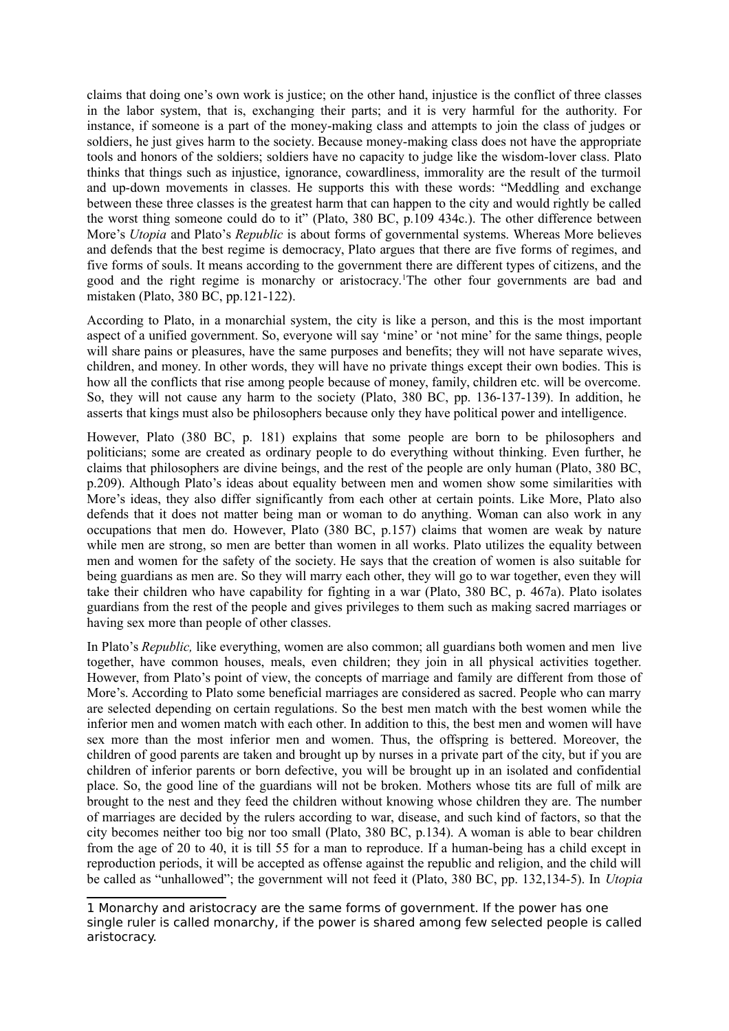claims that doing one's own work is justice; on the other hand, injustice is the conflict of three classes in the labor system, that is, exchanging their parts; and it is very harmful for the authority. For instance, if someone is a part of the money-making class and attempts to join the class of judges or soldiers, he just gives harm to the society. Because money-making class does not have the appropriate tools and honors of the soldiers; soldiers have no capacity to judge like the wisdom-lover class. Plato thinks that things such as injustice, ignorance, cowardliness, immorality are the result of the turmoil and up-down movements in classes. He supports this with these words: "Meddling and exchange between these three classes is the greatest harm that can happen to the city and would rightly be called the worst thing someone could do to it" (Plato, 380 BC, p.109 434c.). The other difference between More's *Utopia* and Plato's *Republic* is about forms of governmental systems. Whereas More believes and defends that the best regime is democracy, Plato argues that there are five forms of regimes, and five forms of souls. It means according to the government there are different types of citizens, and the good and the right regime is monarchy or aristocracy.[1]The other four governments are bad and mistaken (Plato, 380 BC, pp.121-122).

According to Plato, in a monarchial system, the city is like a person, and this is the most important aspect of a unified government. So, everyone will say 'mine' or 'not mine' for the same things, people will share pains or pleasures, have the same purposes and benefits; they will not have separate wives, children, and money. In other words, they will have no private things except their own bodies. This is how all the conflicts that rise among people because of money, family, children etc. will be overcome. So, they will not cause any harm to the society (Plato, 380 BC, pp. 136-137-139). In addition, he asserts that kings must also be philosophers because only they have political power and intelligence.

However, Plato (380 BC, p. 181) explains that some people are born to be philosophers and politicians; some are created as ordinary people to do everything without thinking. Even further, he claims that philosophers are divine beings, and the rest of the people are only human (Plato, 380 BC, p.209). Although Plato's ideas about equality between men and women show some similarities with More's ideas, they also differ significantly from each other at certain points. Like More, Plato also defends that it does not matter being man or woman to do anything. Woman can also work in any occupations that men do. However, Plato (380 BC, p.157) claims that women are weak by nature while men are strong, so men are better than women in all works. Plato utilizes the equality between men and women for the safety of the society. He says that the creation of women is also suitable for being guardians as men are. So they will marry each other, they will go to war together, even they will take their children who have capability for fighting in a war (Plato, 380 BC, p. 467a). Plato isolates guardians from the rest of the people and gives privileges to them such as making sacred marriages or having sex more than people of other classes.

In Plato's *Republic,* like everything, women are also common; all guardians both women and men live together, have common houses, meals, even children; they join in all physical activities together. However, from Plato's point of view, the concepts of marriage and family are different from those of More's. According to Plato some beneficial marriages are considered as sacred. People who can marry are selected depending on certain regulations. So the best men match with the best women while the inferior men and women match with each other. In addition to this, the best men and women will have sex more than the most inferior men and women. Thus, the offspring is bettered. Moreover, the children of good parents are taken and brought up by nurses in a private part of the city, but if you are children of inferior parents or born defective, you will be brought up in an isolated and confidential place. So, the good line of the guardians will not be broken. Mothers whose tits are full of milk are brought to the nest and they feed the children without knowing whose children they are. The number of marriages are decided by the rulers according to war, disease, and such kind of factors, so that the city becomes neither too big nor too small (Plato, 380 BC, p.134). A woman is able to bear children from the age of 20 to 40, it is till 55 for a man to reproduce. If a human-being has a child except in reproduction periods, it will be accepted as offense against the republic and religion, and the child will be called as "unhallowed"; the government will not feed it (Plato, 380 BC, pp. 132,134-5). In *Utopia*

[1] Monarchy and aristocracy are the same forms of government. If the power has one single ruler is called monarchy, if the power is shared among few selected people is called aristocracy.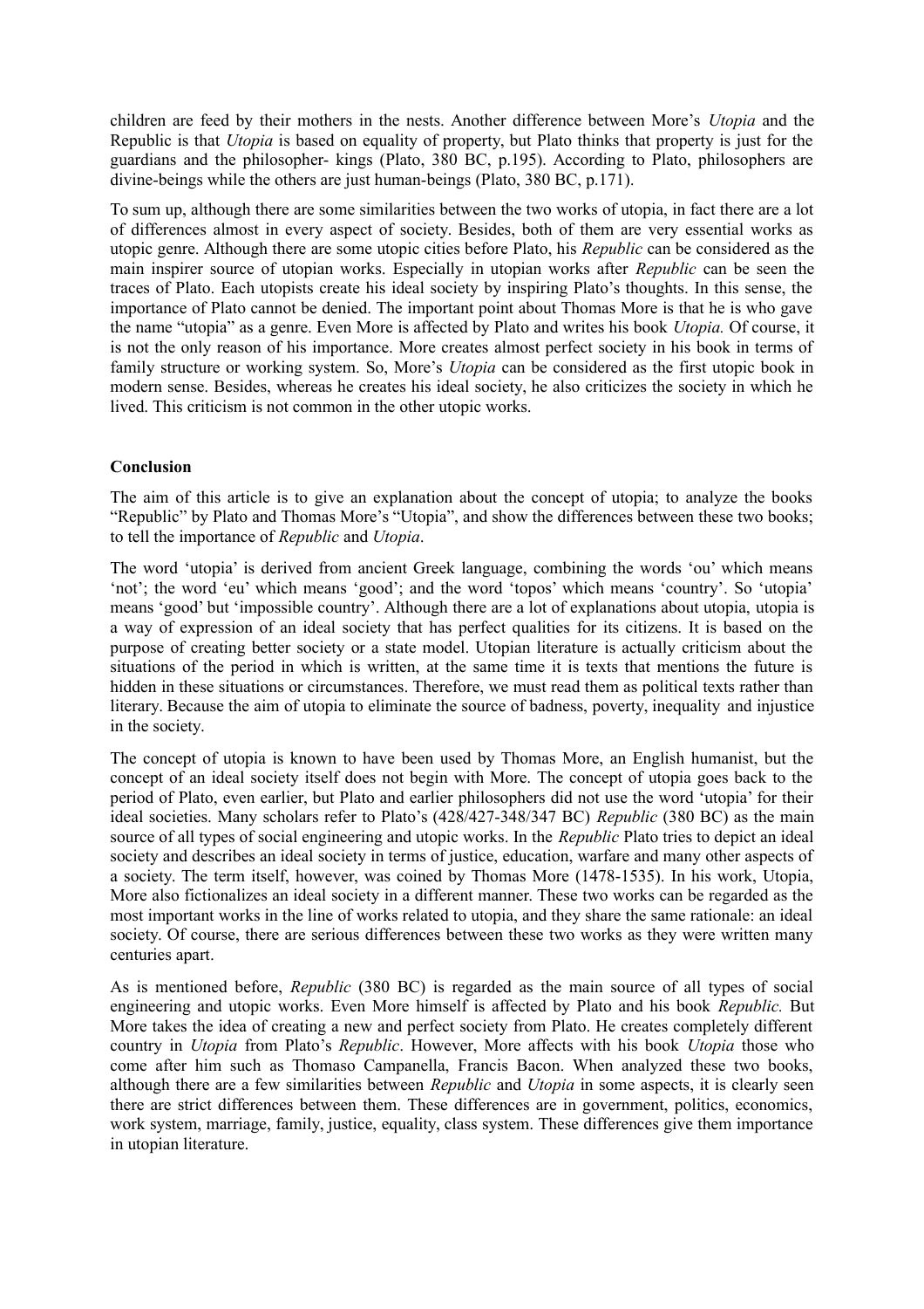children are feed by their mothers in the nests. Another difference between More's *Utopia* and the Republic is that *Utopia* is based on equality of property, but Plato thinks that property is just for the guardians and the philosopher- kings (Plato, 380 BC, p.195). According to Plato, philosophers are divine-beings while the others are just human-beings (Plato, 380 BC, p.171).

To sum up, although there are some similarities between the two works of utopia, in fact there are a lot of differences almost in every aspect of society. Besides, both of them are very essential works as utopic genre. Although there are some utopic cities before Plato, his *Republic* can be considered as the main inspirer source of utopian works. Especially in utopian works after *Republic* can be seen the traces of Plato. Each utopists create his ideal society by inspiring Plato's thoughts. In this sense, the importance of Plato cannot be denied. The important point about Thomas More is that he is who gave the name "utopia" as a genre. Even More is affected by Plato and writes his book *Utopia.* Of course, it is not the only reason of his importance. More creates almost perfect society in his book in terms of family structure or working system. So, More's *Utopia* can be considered as the first utopic book in modern sense. Besides, whereas he creates his ideal society, he also criticizes the society in which he lived. This criticism is not common in the other utopic works.

**Conclusion**

The aim of this article is to give an explanation about the concept of utopia; to analyze the books "Republic" by Plato and Thomas More's "Utopia", and show the differences between these two books; to tell the importance of *Republic* and *Utopia*.

The word 'utopia' is derived from ancient Greek language, combining the words 'ou' which means 'not'; the word 'eu' which means 'good'; and the word 'topos' which means 'country'. So 'utopia' means 'good' but 'impossible country'. Although there are a lot of explanations about utopia, utopia is a way of expression of an ideal society that has perfect qualities for its citizens. It is based on the purpose of creating better society or a state model. Utopian literature is actually criticism about the situations of the period in which is written, at the same time it is texts that mentions the future is hidden in these situations or circumstances. Therefore, we must read them as political texts rather than literary. Because the aim of utopia to eliminate the source of badness, poverty, inequality and injustice in the society.

The concept of utopia is known to have been used by Thomas More, an English humanist, but the concept of an ideal society itself does not begin with More. The concept of utopia goes back to the period of Plato, even earlier, but Plato and earlier philosophers did not use the word 'utopia' for their ideal societies. Many scholars refer to Plato's (428/427-348/347 BC) *Republic* (380 BC) as the main source of all types of social engineering and utopic works. In the *Republic* Plato tries to depict an ideal society and describes an ideal society in terms of justice, education, warfare and many other aspects of a society. The term itself, however, was coined by Thomas More (1478-1535). In his work, Utopia, More also fictionalizes an ideal society in a different manner. These two works can be regarded as the most important works in the line of works related to utopia, and they share the same rationale: an ideal society. Of course, there are serious differences between these two works as they were written many centuries apart.

As is mentioned before, *Republic* (380 BC) is regarded as the main source of all types of social engineering and utopic works. Even More himself is affected by Plato and his book *Republic.* But More takes the idea of creating a new and perfect society from Plato. He creates completely different country in *Utopia* from Plato's *Republic*. However, More affects with his book *Utopia* those who come after him such as Thomaso Campanella, Francis Bacon. When analyzed these two books, although there are a few similarities between *Republic* and *Utopia* in some aspects, it is clearly seen there are strict differences between them. These differences are in government, politics, economics, work system, marriage, family, justice, equality, class system. These differences give them importance in utopian literature.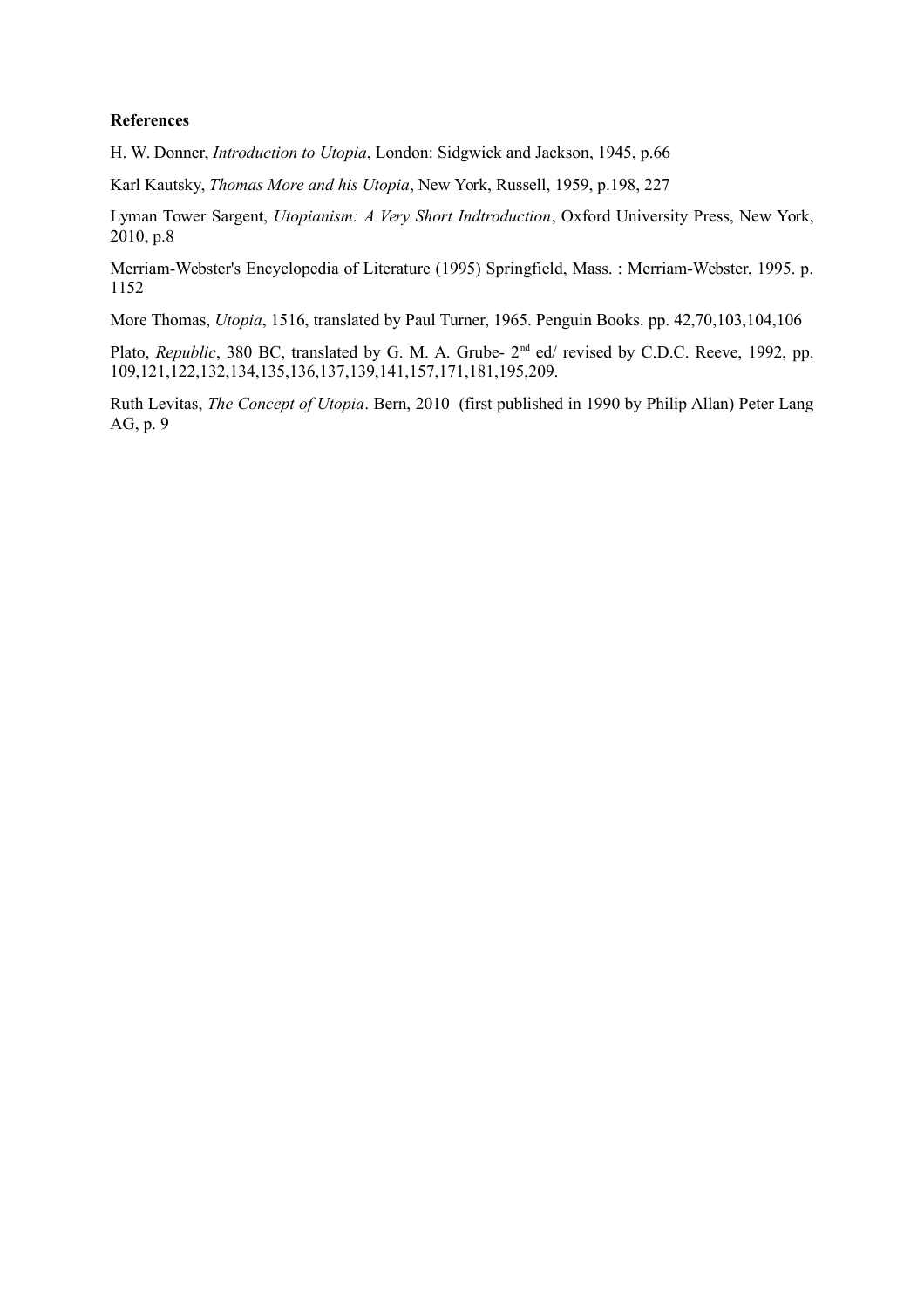**References**

H. W. Donner, *Introduction to Utopia*, London: Sidgwick and Jackson, 1945, p.66

Karl Kautsky, *Thomas More and his Utopia*, New York, Russell, 1959, p.198, 227

Lyman Tower Sargent, *Utopianism: A Very Short Indtroduction*, Oxford University Press, New York, 2010, p.8

Merriam-Webster's Encyclopedia of Literature (1995) Springfield, Mass. : Merriam-Webster, 1995. p. 1152

More Thomas, *Utopia*, 1516, translated by Paul Turner, 1965. Penguin Books. pp. 42,70,103,104,106

Plato, *Republic*, 380 BC, translated by G. M. A. Grube- 2nd ed/ revised by C.D.C. Reeve, 1992, pp. 109,121,122,132,134,135,136,137,139,141,157,171,181,195,209.

Ruth Levitas, *The Concept of Utopia*. Bern, 2010 (first published in 1990 by Philip Allan) Peter Lang AG, p. 9